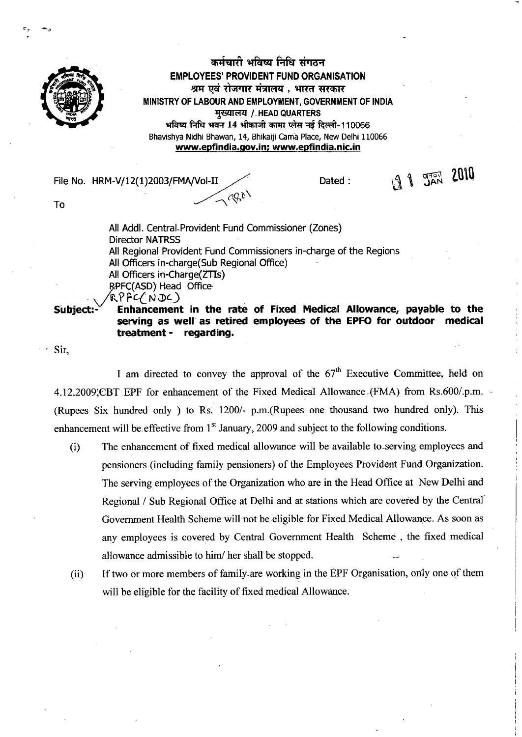कर्मचारी भविष्य निधि संगठन

**EMPLOYEES' PROVIDENT FUND ORGANISATION**

श्रम एवं रोजगार मंत्रालय , भारत सरकार

**MINISTRY OF LABOUR AND EMPLOYMENT, GOVERNMENT OF INDIA**

मुख्यालय / HEAD QUARTERS

भविष्य निधि भवन 14 भीकाजी कामा प्लेस नई दिल्ली-110066

Bhavishya Nidhi Bhawan, 14, Bhikaiji Cama Place, New Delhi 110066

**www.epfindia.gov.in; www.epfindia.nic.in**

File No. HRM-V/12(1)2003/FMA/Vol-II 7801

Dated : 11 जनवरी JAN 2010

To

All Addl. Central Provident Fund Commissioner (Zones)
Director NATRSS
All Regional Provident Fund Commissioners in-charge of the Regions
All Officers in-charge(Sub Regional Office)
All Officers in-Charge(ZTIs)
RPFC(ASD) Head Office
RPFC(NDC)

**Subject:- Enhancement in the rate of Fixed Medical Allowance, payable to the serving as well as retired employees of the EPFO for outdoor medical treatment - regarding.**

Sir,

I am directed to convey the approval of the 67th Executive Committee, held on 4.12.2009,CBT EPF for enhancement of the Fixed Medical Allowance (FMA) from Rs.600/.p.m. (Rupees Six hundred only ) to Rs. 1200/- p.m.(Rupees one thousand two hundred only). This enhancement will be effective from 1st January, 2009 and subject to the following conditions.

(i) The enhancement of fixed medical allowance will be available to serving employees and pensioners (including family pensioners) of the Employees Provident Fund Organization. The serving employees of the Organization who are in the Head Office at New Delhi and Regional / Sub Regional Office at Delhi and at stations which are covered by the Central Government Health Scheme will not be eligible for Fixed Medical Allowance. As soon as any employees is covered by Central Government Health Scheme , the fixed medical allowance admissible to him/ her shall be stopped.

(ii) If two or more members of family are working in the EPF Organisation, only one of them will be eligible for the facility of fixed medical Allowance.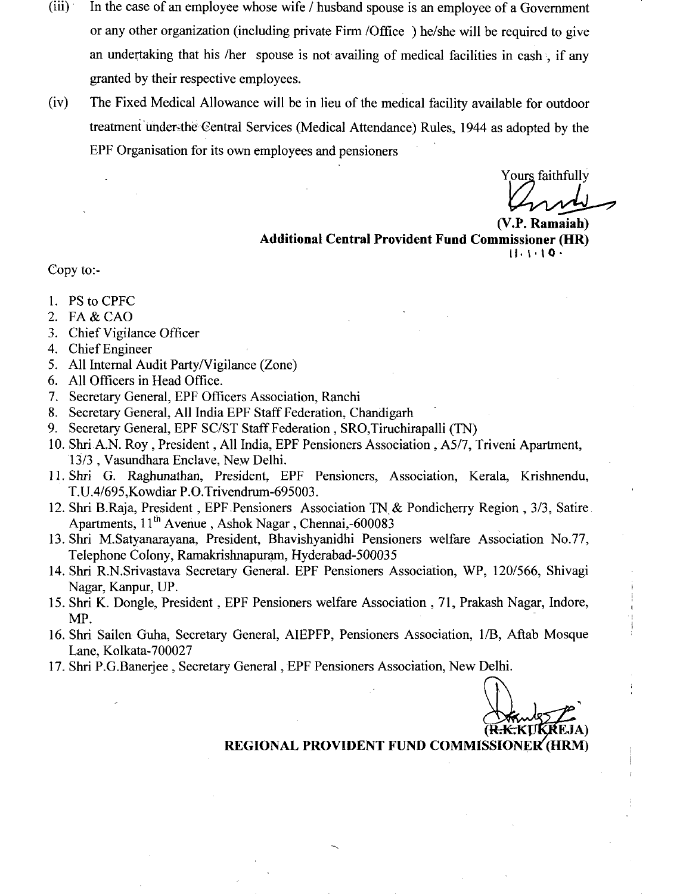(iii) In the case of an employee whose wife / husband spouse is an employee of a Government or any other organization (including private Firm /Office ) he/she will be required to give an undertaking that his /her spouse is not availing of medical facilities in cash , if any granted by their respective employees.

(iv) The Fixed Medical Allowance will be in lieu of the medical facility available for outdoor treatment under the Central Services (Medical Attendance) Rules, 1944 as adopted by the EPF Organisation for its own employees and pensioners

Yours faithfully

**(V.P. Ramaiah)**
**Additional Central Provident Fund Commissioner (HR)**
11.1.10.

Copy to:-

1. PS to CPFC
2. FA & CAO
3. Chief Vigilance Officer
4. Chief Engineer
5. All Internal Audit Party/Vigilance (Zone)
6. All Officers in Head Office.
7. Secretary General, EPF Officers Association, Ranchi
8. Secretary General, All India EPF Staff Federation, Chandigarh
9. Secretary General, EPF SC/ST Staff Federation , SRO,Tiruchirapalli (TN)
10. Shri A.N. Roy , President , All India, EPF Pensioners Association , A5/7, Triveni Apartment, 13/3 , Vasundhara Enclave, New Delhi.
11. Shri G. Raghunathan, President, EPF Pensioners, Association, Kerala, Krishnendu, T.U.4/695,Kowdiar P.O.Trivendrum-695003.
12. Shri B.Raja, President , EPF Pensioners Association TN & Pondicherry Region , 3/3, Satire Apartments, 11th Avenue , Ashok Nagar , Chennai,-600083
13. Shri M.Satyanarayana, President, Bhavishyanidhi Pensioners welfare Association No.77, Telephone Colony, Ramakrishnapuram, Hyderabad-500035
14. Shri R.N.Srivastava Secretary General. EPF Pensioners Association, WP, 120/566, Shivagi Nagar, Kanpur, UP.
15. Shri K. Dongle, President , EPF Pensioners welfare Association , 71, Prakash Nagar, Indore, MP.
16. Shri Sailen Guha, Secretary General, AIEPFP, Pensioners Association, 1/B, Aftab Mosque Lane, Kolkata-700027
17. Shri P.G.Banerjee , Secretary General , EPF Pensioners Association, New Delhi.

**(R.K.KUKREJA)**
**REGIONAL PROVIDENT FUND COMMISSIONER (HRM)**